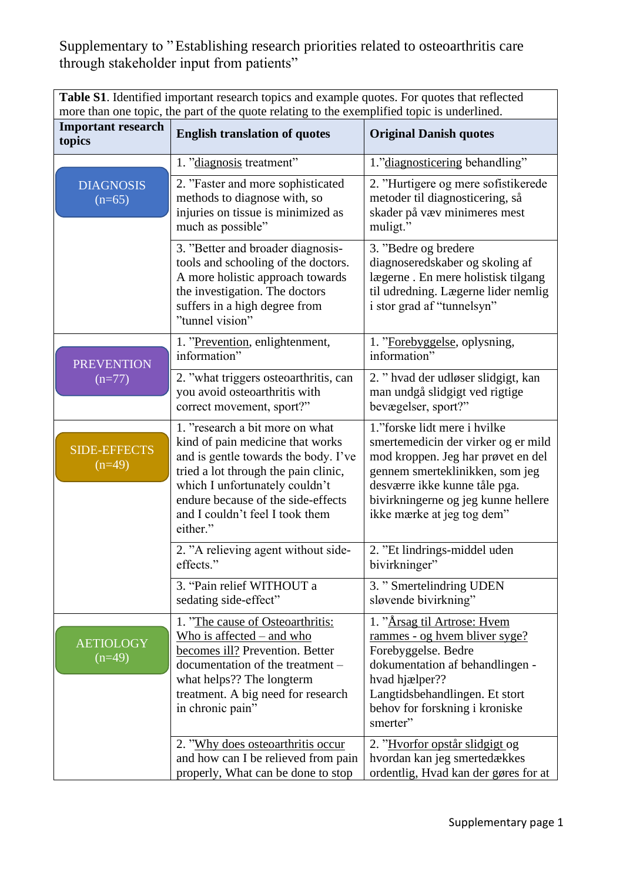Supplementary to "Establishing research priorities related to osteoarthritis care through stakeholder input from patients"

**Table S1**. Identified important research topics and example quotes. For quotes that reflected more than one topic, the part of the quote relating to the exemplified topic is underlined.

| Important research topics | English translation of quotes | Original Danish quotes |
|---|---|---|
| DIAGNOSIS (n=65) | 1. "<u>diagnosis</u> treatment" | 1."<u>diagnosticering</u> behandling" |
| | 2. "Faster and more sophisticated methods to diagnose with, so injuries on tissue is minimized as much as possible" | 2. "Hurtigere og mere sofistikerede metoder til diagnosticering, så skader på væv minimeres mest muligt." |
| | 3. "Better and broader diagnosis-tools and schooling of the doctors. A more holistic approach towards the investigation. The doctors suffers in a high degree from "tunnel vision" | 3. "Bedre og bredere diagnoseredskaber og skoling af lægerne . En mere holistisk tilgang til udredning. Lægerne lider nemlig i stor grad af "tunnelsyn" |
| PREVENTION (n=77) | 1. "<u>Prevention</u>, enlightenment, information" | 1. "<u>Forebyggelse</u>, oplysning, information" |
| | 2. "what triggers osteoarthritis, can you avoid osteoarthritis with correct movement, sport?" | 2. " hvad der udløser slidgigt, kan man undgå slidgigt ved rigtige bevægelser, sport?" |
| SIDE-EFFECTS (n=49) | 1. "research a bit more on what kind of pain medicine that works and is gentle towards the body. I've tried a lot through the pain clinic, which I unfortunately couldn't endure because of the side-effects and I couldn't feel I took them either." | 1."forske lidt mere i hvilke smertemedicin der virker og er mild mod kroppen. Jeg har prøvet en del gennem smerteklinikken, som jeg desværre ikke kunne tåle pga. bivirkningerne og jeg kunne hellere ikke mærke at jeg tog dem" |
| | 2. "A relieving agent without side-effects." | 2. "Et lindrings-middel uden bivirkninger" |
| | 3. "Pain relief WITHOUT a sedating side-effect" | 3. " Smertelindring UDEN sløvende bivirkning" |
| AETIOLOGY (n=49) | 1. "<u>The cause of Osteoarthritis: Who is affected – and who becomes ill?</u> Prevention. Better documentation of the treatment – what helps?? The longterm treatment. A big need for research in chronic pain" | 1. "<u>Årsag til Artrose: Hvem rammes - og hvem bliver syge?</u> Forebyggelse. Bedre dokumentation af behandlingen - hvad hjælper?? Langtidsbehandlingen. Et stort behov for forskning i kroniske smerter" |
| | 2. "<u>Why does osteoarthritis occur</u> and how can I be relieved from pain properly, What can be done to stop | 2. "<u>Hvorfor opstår slidgigt</u> og hvordan kan jeg smertedækkes ordentlig, Hvad kan der gøres for at |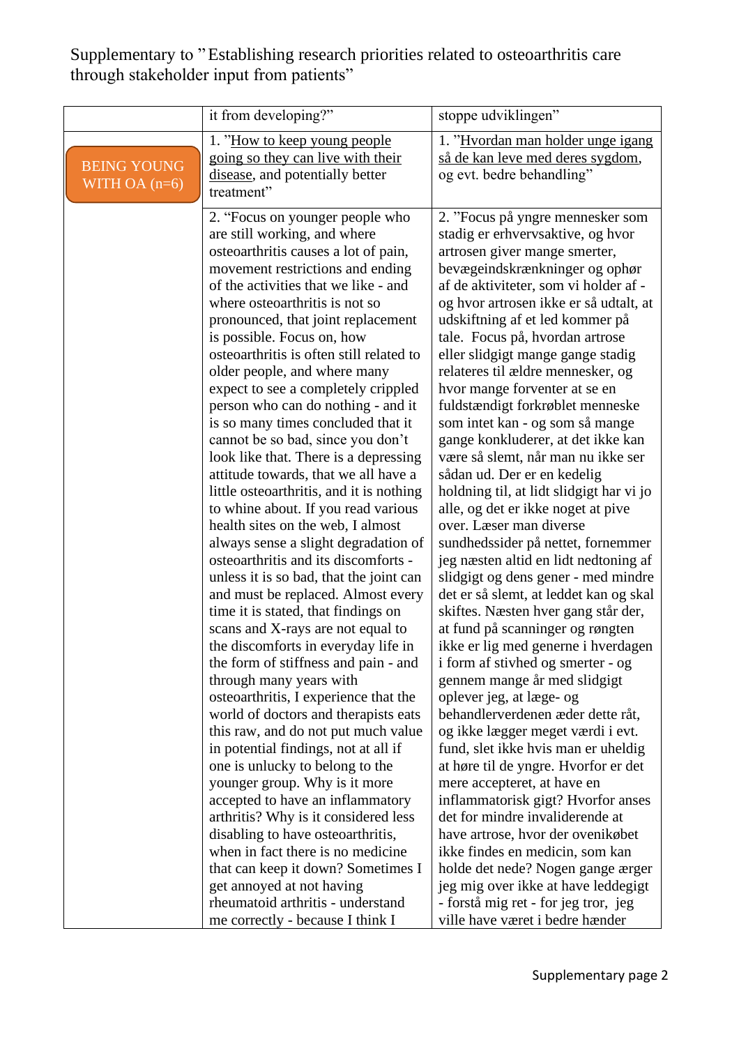| | | |
|---|---|---|
| | it from developing?" | stoppe udviklingen" |
| BEING YOUNG WITH OA (n=6) | 1. "How to keep young people going so they can live with their disease, and potentially better treatment" | 1. "Hvordan man holder unge igang så de kan leve med deres sygdom, og evt. bedre behandling" |
| | 2. "Focus on younger people who are still working, and where osteoarthritis causes a lot of pain, movement restrictions and ending of the activities that we like - and where osteoarthritis is not so pronounced, that joint replacement is possible. Focus on, how osteoarthritis is often still related to older people, and where many expect to see a completely crippled person who can do nothing - and it is so many times concluded that it cannot be so bad, since you don't look like that. There is a depressing attitude towards, that we all have a little osteoarthritis, and it is nothing to whine about. If you read various health sites on the web, I almost always sense a slight degradation of osteoarthritis and its discomforts - unless it is so bad, that the joint can and must be replaced. Almost every time it is stated, that findings on scans and X-rays are not equal to the discomforts in everyday life in the form of stiffness and pain - and through many years with osteoarthritis, I experience that the world of doctors and therapists eats this raw, and do not put much value in potential findings, not at all if one is unlucky to belong to the younger group. Why is it more accepted to have an inflammatory arthritis? Why is it considered less disabling to have osteoarthritis, when in fact there is no medicine that can keep it down? Sometimes I get annoyed at not having rheumatoid arthritis - understand me correctly - because I think I | 2. "Focus på yngre mennesker som stadig er erhvervsaktive, og hvor artrosen giver mange smerter, bevægeindskrænkninger og ophør af de aktiviteter, som vi holder af - og hvor artrosen ikke er så udtalt, at udskiftning af et led kommer på tale. Focus på, hvordan artrose eller slidgigt mange gange stadig relateres til ældre mennesker, og hvor mange forventer at se en fuldstændigt forkrøblet menneske som intet kan - og som så mange gange konkluderer, at det ikke kan være så slemt, når man nu ikke ser sådan ud. Der er en kedelig holdning til, at lidt slidgigt har vi jo alle, og det er ikke noget at pive over. Læser man diverse sundhedssider på nettet, fornemmer jeg næsten altid en lidt nedtoning af slidgigt og dens gener - med mindre det er så slemt, at leddet kan og skal skiftes. Næsten hver gang står der, at fund på scanninger og røngten ikke er lig med generne i hverdagen i form af stivhed og smerter - og gennem mange år med slidgigt oplever jeg, at læge- og behandlerverdenen æder dette råt, og ikke lægger meget værdi i evt. fund, slet ikke hvis man er uheldig at høre til de yngre. Hvorfor er det mere accepteret, at have en inflammatorisk gigt? Hvorfor anses det for mindre invaliderende at have artrose, hvor der ovenikøbet ikke findes en medicin, som kan holde det nede? Nogen gange ærger jeg mig over ikke at have leddegigt - forstå mig ret - for jeg tror, jeg ville have været i bedre hænder |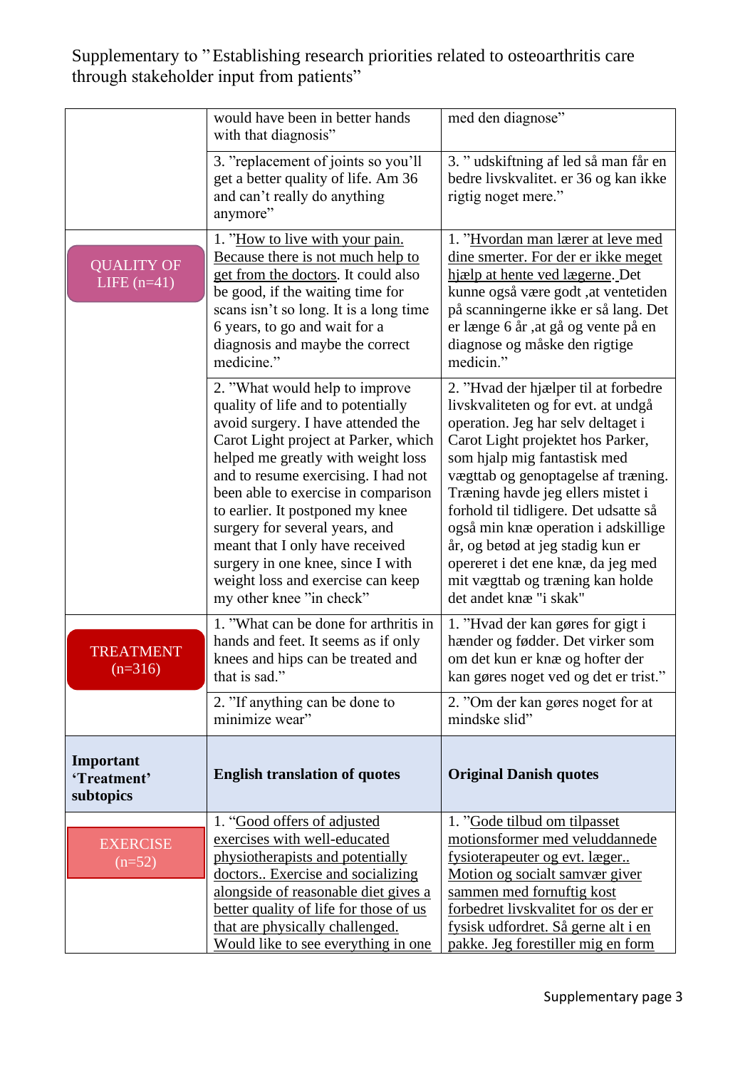| | | |
|---|---|---|
| | would have been in better hands with that diagnosis” | med den diagnose” |
| | 3. ”replacement of joints so you'll get a better quality of life. Am 36 and can't really do anything anymore” | 3. ” udskiftning af led så man får en bedre livskvalitet. er 36 og kan ikke rigtig noget mere.” |
| QUALITY OF LIFE (n=41) | 1. ”How to live with your pain. Because there is not much help to get from the doctors. It could also be good, if the waiting time for scans isn't so long. It is a long time 6 years, to go and wait for a diagnosis and maybe the correct medicine.” | 1. ”Hvordan man lærer at leve med dine smerter. For der er ikke meget hjælp at hente ved lægerne. Det kunne også være godt ,at ventetiden på scanningerne ikke er så lang. Det er længe 6 år ,at gå og vente på en diagnose og måske den rigtige medicin.” |
| | 2. ”What would help to improve quality of life and to potentially avoid surgery. I have attended the Carot Light project at Parker, which helped me greatly with weight loss and to resume exercising. I had not been able to exercise in comparison to earlier. It postponed my knee surgery for several years, and meant that I only have received surgery in one knee, since I with weight loss and exercise can keep my other knee ”in check” | 2. ”Hvad der hjælper til at forbedre livskvaliteten og for evt. at undgå operation. Jeg har selv deltaget i Carot Light projektet hos Parker, som hjalp mig fantastisk med vægttab og genoptagelse af træning. Træning havde jeg ellers mistet i forhold til tidligere. Det udsatte så også min knæ operation i adskillige år, og betød at jeg stadig kun er opereret i det ene knæ, da jeg med mit vægttab og træning kan holde det andet knæ "i skak" |
| TREATMENT (n=316) | 1. ”What can be done for arthritis in hands and feet. It seems as if only knees and hips can be treated and that is sad.” | 1. ”Hvad der kan gøres for gigt i hænder og fødder. Det virker som om det kun er knæ og hofter der kan gøres noget ved og det er trist.” |
| | 2. ”If anything can be done to minimize wear” | 2. ”Om der kan gøres noget for at mindske slid” |
| **Important 'Treatment' subtopics** | **English translation of quotes** | **Original Danish quotes** |
| EXERCISE (n=52) | 1. “Good offers of adjusted exercises with well-educated physiotherapists and potentially doctors.. Exercise and socializing alongside of reasonable diet gives a better quality of life for those of us that are physically challenged. Would like to see everything in one | 1. ”Gode tilbud om tilpasset motionsformer med veluddannede fysioterapeuter og evt. læger.. Motion og socialt samvær giver sammen med fornuftig kost forbedret livskvalitet for os der er fysisk udfordret. Så gerne alt i en pakke. Jeg forestiller mig en form |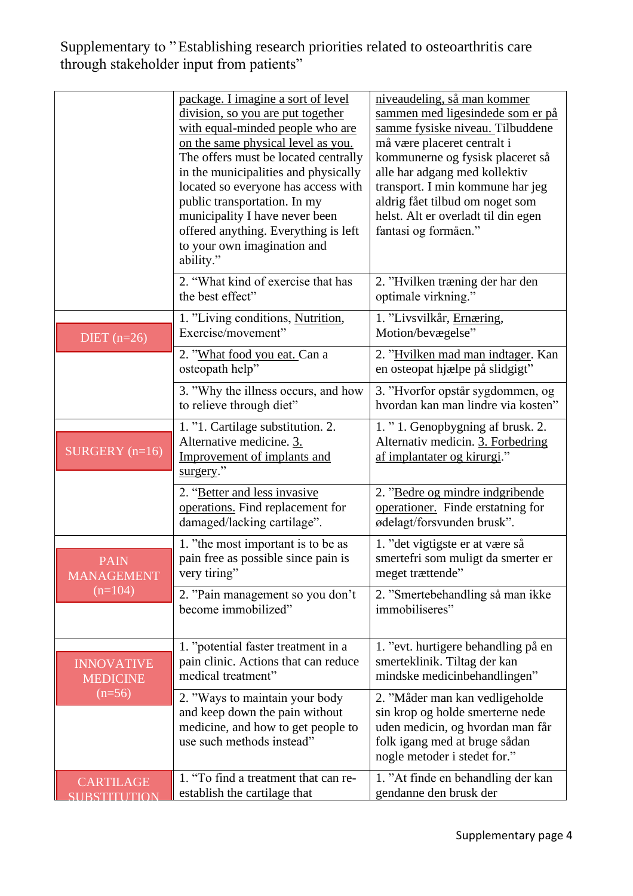Supplementary to "Establishing research priorities related to osteoarthritis care through stakeholder input from patients"

| | | |
|---|---|---|
| | package. I imagine a sort of level division, so you are put together with equal-minded people who are on the same physical level as you. The offers must be located centrally in the municipalities and physically located so everyone has access with public transportation. In my municipality I have never been offered anything. Everything is left to your own imagination and ability." | niveaudeling, så man kommer sammen med ligesindede som er på samme fysiske niveau. Tilbuddene må være placeret centralt i kommunerne og fysisk placeret så alle har adgang med kollektiv transport. I min kommune har jeg aldrig fået tilbud om noget som helst. Alt er overladt til din egen fantasi og formåen." |
| | 2. "What kind of exercise that has the best effect" | 2. "Hvilken træning der har den optimale virkning." |
| DIET (n=26) | 1. "Living conditions, Nutrition, Exercise/movement" | 1. "Livsvilkår, Ernæring, Motion/bevægelse" |
| | 2. "What food you eat. Can a osteopath help" | 2. "Hvilken mad man indtager. Kan en osteopat hjælpe på slidgigt" |
| | 3. "Why the illness occurs, and how to relieve through diet" | 3. "Hvorfor opstår sygdommen, og hvordan kan man lindre via kosten" |
| SURGERY (n=16) | 1. "1. Cartilage substitution. 2. Alternative medicine. 3. Improvement of implants and surgery." | 1. " 1. Genopbygning af brusk. 2. Alternativ medicin. 3. Forbedring af implantater og kirurgi." |
| | 2. "Better and less invasive operations. Find replacement for damaged/lacking cartilage". | 2. "Bedre og mindre indgribende operationer. Finde erstatning for ødelagt/forsvunden brusk". |
| PAIN MANAGEMENT (n=104) | 1. "the most important is to be as pain free as possible since pain is very tiring" | 1. "det vigtigste er at være så smertefri som muligt da smerter er meget trættende" |
| | 2. "Pain management so you don't become immobilized" | 2. "Smertebehandling så man ikke immobiliseres" |
| INNOVATIVE MEDICINE (n=56) | 1. "potential faster treatment in a pain clinic. Actions that can reduce medical treatment" | 1. "evt. hurtigere behandling på en smerteklinik. Tiltag der kan mindske medicinbehandlingen" |
| | 2. "Ways to maintain your body and keep down the pain without medicine, and how to get people to use such methods instead" | 2. "Måder man kan vedligeholde sin krop og holde smerterne nede uden medicin, og hvordan man får folk igang med at bruge sådan nogle metoder i stedet for." |
| CARTILAGE SUBSTITUTION | 1. "To find a treatment that can re-establish the cartilage that | 1. "At finde en behandling der kan gendanne den brusk der |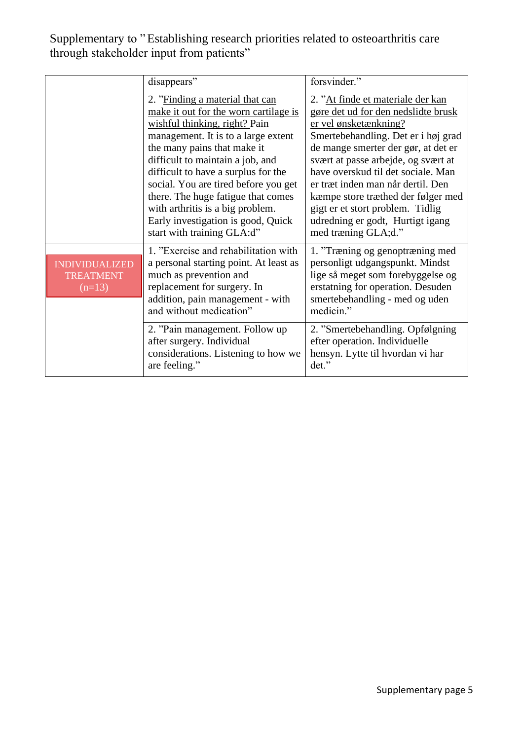| | | |
|---|---|---|
| | disappears" | forsvinder." |
| | 2. "Finding a material that can make it out for the worn cartilage is wishful thinking, right? Pain management. It is to a large extent the many pains that make it difficult to maintain a job, and difficult to have a surplus for the social. You are tired before you get there. The huge fatigue that comes with arthritis is a big problem. Early investigation is good, Quick start with training GLA:d" | 2. "At finde et materiale der kan gøre det ud for den nedslidte brusk er vel ønsketænkning? Smertebehandling. Det er i høj grad de mange smerter der gør, at det er svært at passe arbejde, og svært at have overskud til det sociale. Man er træt inden man når dertil. Den kæmpe store træthed der følger med gigt er et stort problem. Tidlig udredning er godt, Hurtigt igang med træning GLA;d." |
| INDIVIDUALIZED TREATMENT (n=13) | 1. "Exercise and rehabilitation with a personal starting point. At least as much as prevention and replacement for surgery. In addition, pain management - with and without medication" | 1. "Træning og genoptræning med personligt udgangspunkt. Mindst lige så meget som forebyggelse og erstatning for operation. Desuden smertebehandling - med og uden medicin." |
| | 2. "Pain management. Follow up after surgery. Individual considerations. Listening to how we are feeling." | 2. "Smertebehandling. Opfølgning efter operation. Individuelle hensyn. Lytte til hvordan vi har det." |